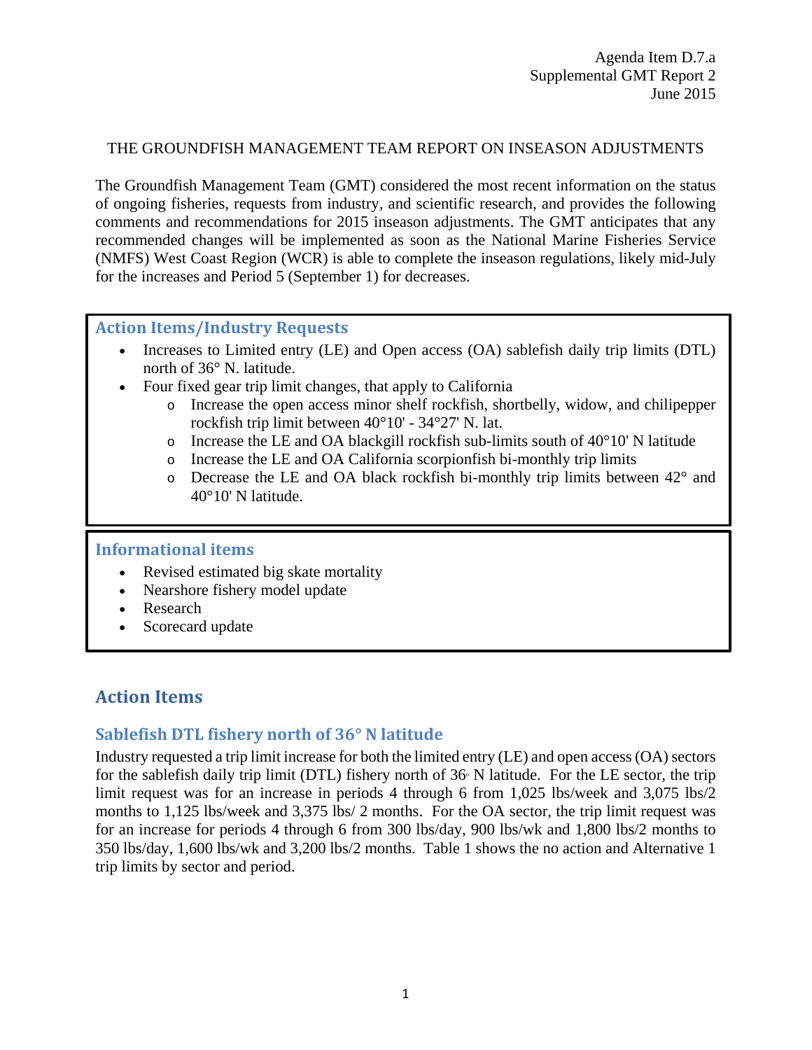Agenda Item D.7.a
Supplemental GMT Report 2
June 2015

THE GROUNDFISH MANAGEMENT TEAM REPORT ON INSEASON ADJUSTMENTS

The Groundfish Management Team (GMT) considered the most recent information on the status of ongoing fisheries, requests from industry, and scientific research, and provides the following comments and recommendations for 2015 inseason adjustments. The GMT anticipates that any recommended changes will be implemented as soon as the National Marine Fisheries Service (NMFS) West Coast Region (WCR) is able to complete the inseason regulations, likely mid-July for the increases and Period 5 (September 1) for decreases.

### Action Items/Industry Requests

- Increases to Limited entry (LE) and Open access (OA) sablefish daily trip limits (DTL) north of 36° N. latitude.
- Four fixed gear trip limit changes, that apply to California
  - Increase the open access minor shelf rockfish, shortbelly, widow, and chilipepper rockfish trip limit between 40°10' - 34°27' N. lat.
  - Increase the LE and OA blackgill rockfish sub-limits south of 40°10' N latitude
  - Increase the LE and OA California scorpionfish bi-monthly trip limits
  - Decrease the LE and OA black rockfish bi-monthly trip limits between 42° and 40°10' N latitude.

### Informational items

- Revised estimated big skate mortality
- Nearshore fishery model update
- Research
- Scorecard update

## Action Items

### Sablefish DTL fishery north of 36° N latitude

Industry requested a trip limit increase for both the limited entry (LE) and open access (OA) sectors for the sablefish daily trip limit (DTL) fishery north of 36° N latitude. For the LE sector, the trip limit request was for an increase in periods 4 through 6 from 1,025 lbs/week and 3,075 lbs/2 months to 1,125 lbs/week and 3,375 lbs/ 2 months. For the OA sector, the trip limit request was for an increase for periods 4 through 6 from 300 lbs/day, 900 lbs/wk and 1,800 lbs/2 months to 350 lbs/day, 1,600 lbs/wk and 3,200 lbs/2 months. Table 1 shows the no action and Alternative 1 trip limits by sector and period.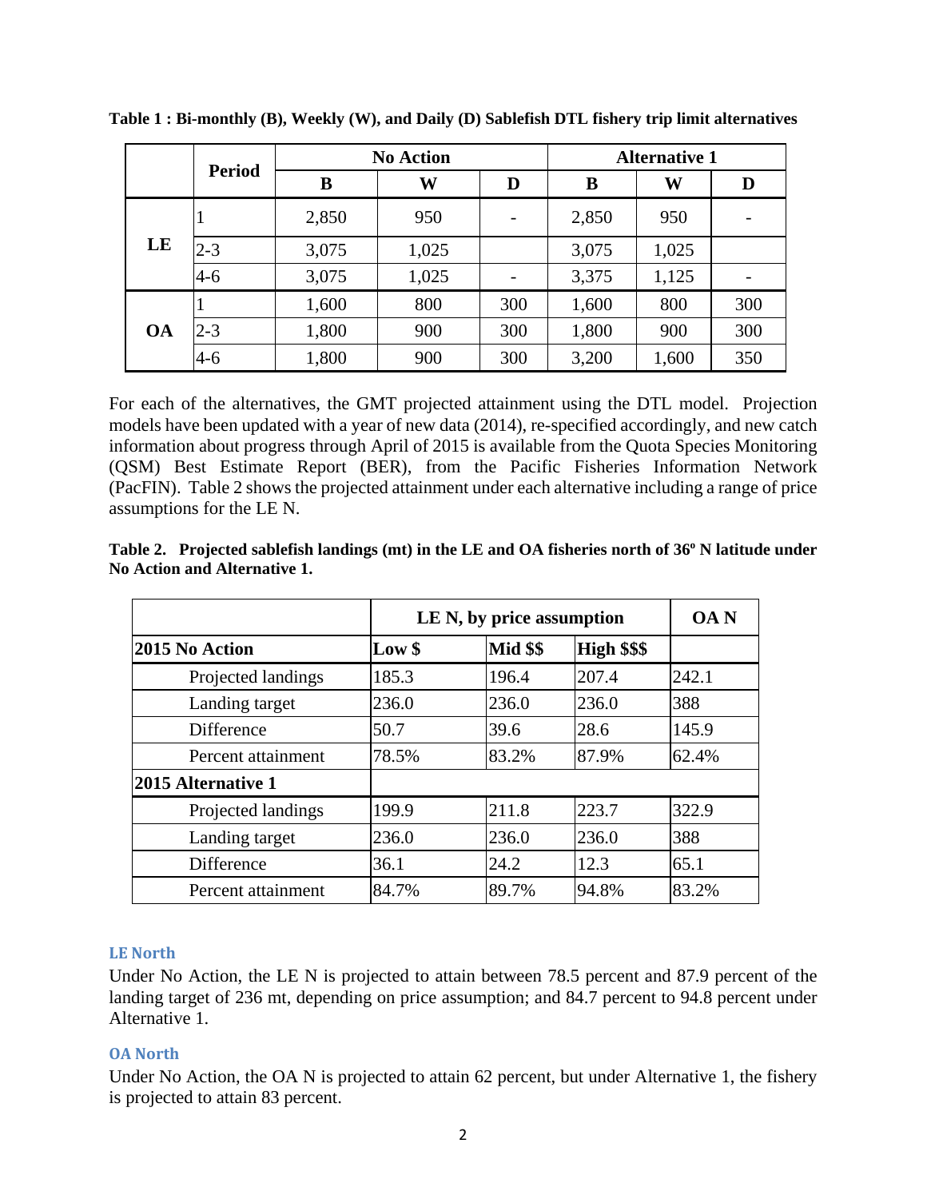**Table 1 : Bi-monthly (B), Weekly (W), and Daily (D) Sablefish DTL fishery trip limit alternatives**

| | Period | No Action | | | Alternative 1 | | |
|---|---|---|---|---|---|---|---|
| | | B | W | D | B | W | D |
| LE | 1 | 2,850 | 950 | - | 2,850 | 950 | - |
| | 2-3 | 3,075 | 1,025 | | 3,075 | 1,025 | |
| | 4-6 | 3,075 | 1,025 | - | 3,375 | 1,125 | - |
| OA | 1 | 1,600 | 800 | 300 | 1,600 | 800 | 300 |
| | 2-3 | 1,800 | 900 | 300 | 1,800 | 900 | 300 |
| | 4-6 | 1,800 | 900 | 300 | 3,200 | 1,600 | 350 |

For each of the alternatives, the GMT projected attainment using the DTL model. Projection models have been updated with a year of new data (2014), re-specified accordingly, and new catch information about progress through April of 2015 is available from the Quota Species Monitoring (QSM) Best Estimate Report (BER), from the Pacific Fisheries Information Network (PacFIN). Table 2 shows the projected attainment under each alternative including a range of price assumptions for the LE N.

**Table 2. Projected sablefish landings (mt) in the LE and OA fisheries north of 36º N latitude under No Action and Alternative 1.**

| | LE N, by price assumption | | | OA N |
|---|---|---|---|---|
| **2015 No Action** | **Low $** | **Mid $$** | **High $$$** | |
| Projected landings | 185.3 | 196.4 | 207.4 | 242.1 |
| Landing target | 236.0 | 236.0 | 236.0 | 388 |
| Difference | 50.7 | 39.6 | 28.6 | 145.9 |
| Percent attainment | 78.5% | 83.2% | 87.9% | 62.4% |
| **2015 Alternative 1** | | | | |
| Projected landings | 199.9 | 211.8 | 223.7 | 322.9 |
| Landing target | 236.0 | 236.0 | 236.0 | 388 |
| Difference | 36.1 | 24.2 | 12.3 | 65.1 |
| Percent attainment | 84.7% | 89.7% | 94.8% | 83.2% |

### LE North

Under No Action, the LE N is projected to attain between 78.5 percent and 87.9 percent of the landing target of 236 mt, depending on price assumption; and 84.7 percent to 94.8 percent under Alternative 1.

### OA North

Under No Action, the OA N is projected to attain 62 percent, but under Alternative 1, the fishery is projected to attain 83 percent.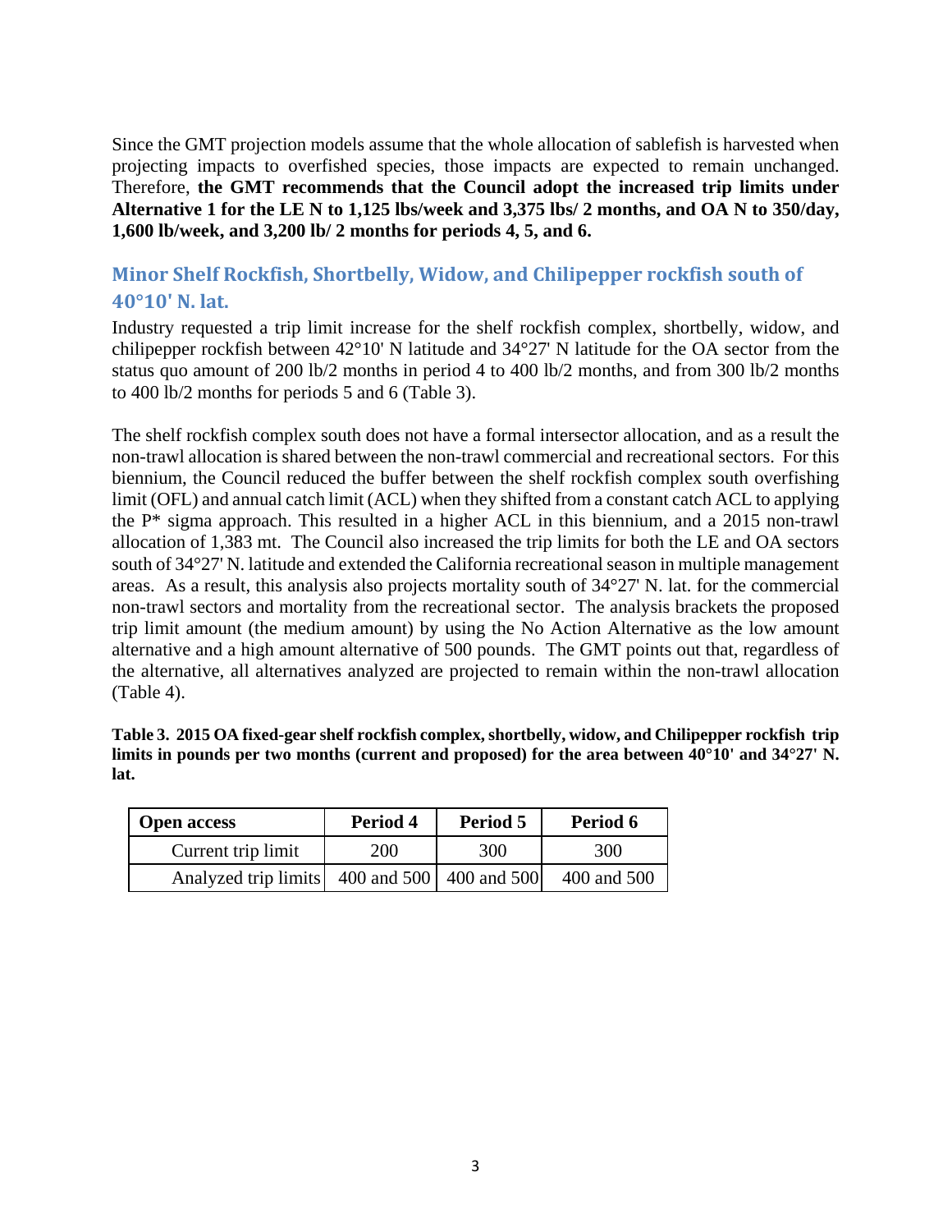Since the GMT projection models assume that the whole allocation of sablefish is harvested when projecting impacts to overfished species, those impacts are expected to remain unchanged. Therefore, **the GMT recommends that the Council adopt the increased trip limits under Alternative 1 for the LE N to 1,125 lbs/week and 3,375 lbs/ 2 months, and OA N to 350/day, 1,600 lb/week, and 3,200 lb/ 2 months for periods 4, 5, and 6.**

## Minor Shelf Rockfish, Shortbelly, Widow, and Chilipepper rockfish south of 40°10' N. lat.

Industry requested a trip limit increase for the shelf rockfish complex, shortbelly, widow, and chilipepper rockfish between 42°10' N latitude and 34°27' N latitude for the OA sector from the status quo amount of 200 lb/2 months in period 4 to 400 lb/2 months, and from 300 lb/2 months to 400 lb/2 months for periods 5 and 6 (Table 3).

The shelf rockfish complex south does not have a formal intersector allocation, and as a result the non-trawl allocation is shared between the non-trawl commercial and recreational sectors. For this biennium, the Council reduced the buffer between the shelf rockfish complex south overfishing limit (OFL) and annual catch limit (ACL) when they shifted from a constant catch ACL to applying the P* sigma approach. This resulted in a higher ACL in this biennium, and a 2015 non-trawl allocation of 1,383 mt. The Council also increased the trip limits for both the LE and OA sectors south of 34°27' N. latitude and extended the California recreational season in multiple management areas. As a result, this analysis also projects mortality south of 34°27' N. lat. for the commercial non-trawl sectors and mortality from the recreational sector. The analysis brackets the proposed trip limit amount (the medium amount) by using the No Action Alternative as the low amount alternative and a high amount alternative of 500 pounds. The GMT points out that, regardless of the alternative, all alternatives analyzed are projected to remain within the non-trawl allocation (Table 4).

**Table 3. 2015 OA fixed-gear shelf rockfish complex, shortbelly, widow, and Chilipepper rockfish trip limits in pounds per two months (current and proposed) for the area between 40°10' and 34°27' N. lat.**

| Open access | Period 4 | Period 5 | Period 6 |
|---|---|---|---|
| Current trip limit | 200 | 300 | 300 |
| Analyzed trip limits | 400 and 500 | 400 and 500 | 400 and 500 |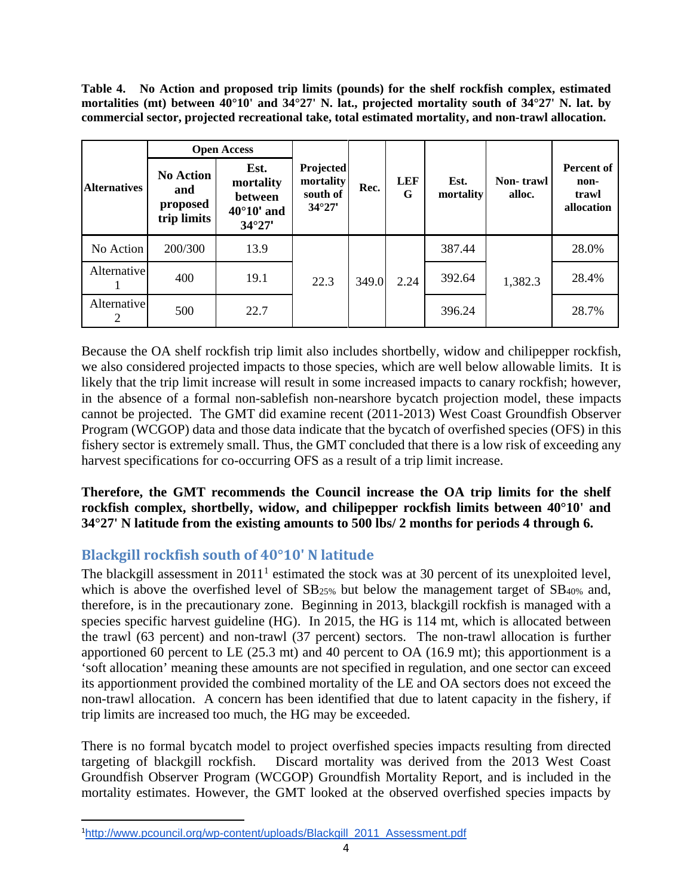**Table 4. No Action and proposed trip limits (pounds) for the shelf rockfish complex, estimated mortalities (mt) between 40°10' and 34°27' N. lat., projected mortality south of 34°27' N. lat. by commercial sector, projected recreational take, total estimated mortality, and non-trawl allocation.**

| Alternatives | Open Access | | Projected mortality south of 34°27' | Rec. | LEFG | Est. mortality | Non- trawl alloc. | Percent of non- trawl allocation |
|---|---|---|---|---|---|---|---|---|
| | No Action and proposed trip limits | Est. mortality between 40°10' and 34°27' | | | | | | |
| No Action | 200/300 | 13.9 | 22.3 | 349.0 | 2.24 | 387.44 | 1,382.3 | 28.0% |
| Alternative 1 | 400 | 19.1 | | | | 392.64 | | 28.4% |
| Alternative 2 | 500 | 22.7 | | | | 396.24 | | 28.7% |

Because the OA shelf rockfish trip limit also includes shortbelly, widow and chilipepper rockfish, we also considered projected impacts to those species, which are well below allowable limits. It is likely that the trip limit increase will result in some increased impacts to canary rockfish; however, in the absence of a formal non-sablefish non-nearshore bycatch projection model, these impacts cannot be projected. The GMT did examine recent (2011-2013) West Coast Groundfish Observer Program (WCGOP) data and those data indicate that the bycatch of overfished species (OFS) in this fishery sector is extremely small. Thus, the GMT concluded that there is a low risk of exceeding any harvest specifications for co-occurring OFS as a result of a trip limit increase.

**Therefore, the GMT recommends the Council increase the OA trip limits for the shelf rockfish complex, shortbelly, widow, and chilipepper rockfish limits between 40°10' and 34°27' N latitude from the existing amounts to 500 lbs/ 2 months for periods 4 through 6.**

## Blackgill rockfish south of 40°10' N latitude

The blackgill assessment in 2011[1] estimated the stock was at 30 percent of its unexploited level, which is above the overfished level of $SB_{25\%}$ but below the management target of $SB_{40\%}$ and, therefore, is in the precautionary zone. Beginning in 2013, blackgill rockfish is managed with a species specific harvest guideline (HG). In 2015, the HG is 114 mt, which is allocated between the trawl (63 percent) and non-trawl (37 percent) sectors. The non-trawl allocation is further apportioned 60 percent to LE (25.3 mt) and 40 percent to OA (16.9 mt); this apportionment is a 'soft allocation' meaning these amounts are not specified in regulation, and one sector can exceed its apportionment provided the combined mortality of the LE and OA sectors does not exceed the non-trawl allocation. A concern has been identified that due to latent capacity in the fishery, if trip limits are increased too much, the HG may be exceeded.

There is no formal bycatch model to project overfished species impacts resulting from directed targeting of blackgill rockfish. Discard mortality was derived from the 2013 West Coast Groundfish Observer Program (WCGOP) Groundfish Mortality Report, and is included in the mortality estimates. However, the GMT looked at the observed overfished species impacts by

[1]http://www.pcouncil.org/wp-content/uploads/Blackgill_2011_Assessment.pdf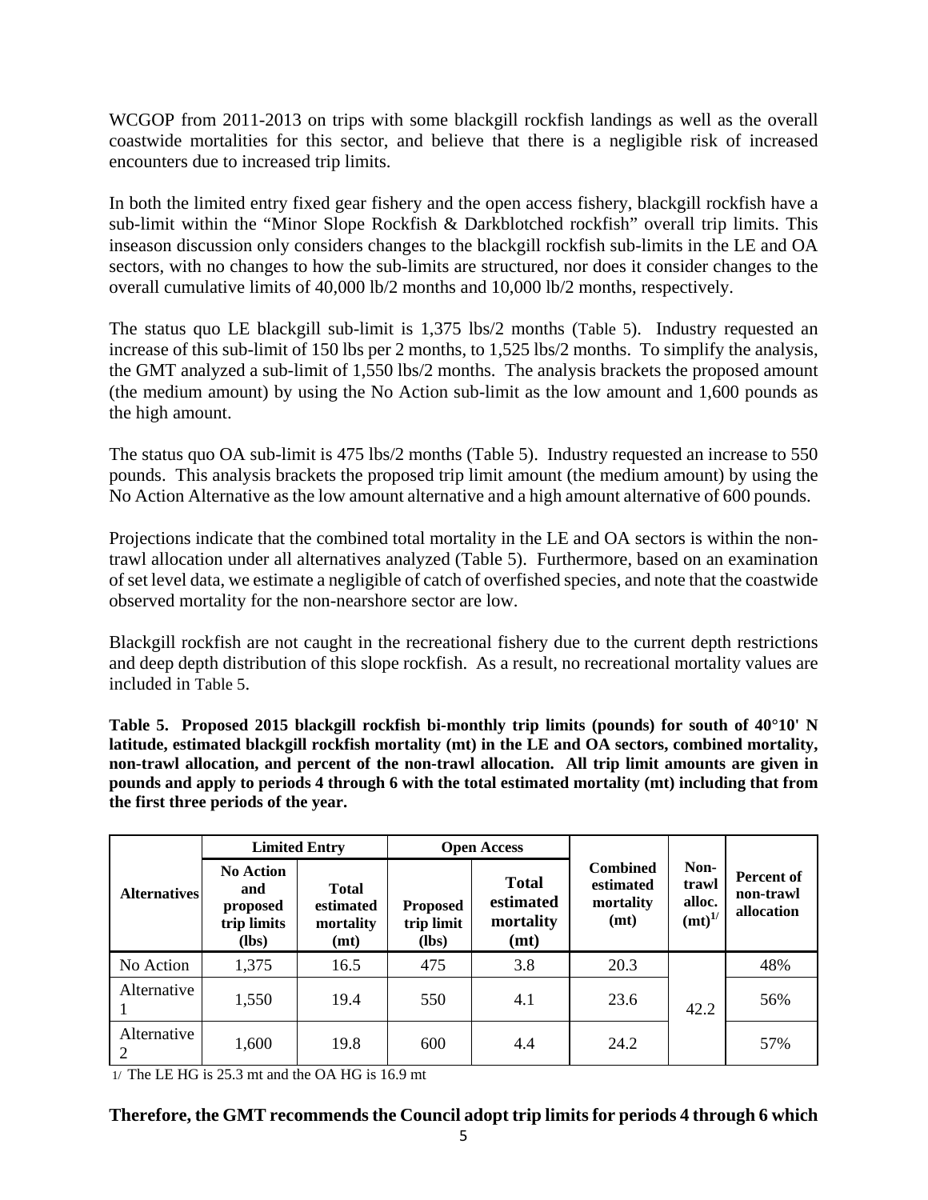WCGOP from 2011-2013 on trips with some blackgill rockfish landings as well as the overall coastwide mortalities for this sector, and believe that there is a negligible risk of increased encounters due to increased trip limits.

In both the limited entry fixed gear fishery and the open access fishery, blackgill rockfish have a sub-limit within the "Minor Slope Rockfish & Darkblotched rockfish" overall trip limits. This inseason discussion only considers changes to the blackgill rockfish sub-limits in the LE and OA sectors, with no changes to how the sub-limits are structured, nor does it consider changes to the overall cumulative limits of 40,000 lb/2 months and 10,000 lb/2 months, respectively.

The status quo LE blackgill sub-limit is 1,375 lbs/2 months (Table 5). Industry requested an increase of this sub-limit of 150 lbs per 2 months, to 1,525 lbs/2 months. To simplify the analysis, the GMT analyzed a sub-limit of 1,550 lbs/2 months. The analysis brackets the proposed amount (the medium amount) by using the No Action sub-limit as the low amount and 1,600 pounds as the high amount.

The status quo OA sub-limit is 475 lbs/2 months (Table 5). Industry requested an increase to 550 pounds. This analysis brackets the proposed trip limit amount (the medium amount) by using the No Action Alternative as the low amount alternative and a high amount alternative of 600 pounds.

Projections indicate that the combined total mortality in the LE and OA sectors is within the non-trawl allocation under all alternatives analyzed (Table 5). Furthermore, based on an examination of set level data, we estimate a negligible of catch of overfished species, and note that the coastwide observed mortality for the non-nearshore sector are low.

Blackgill rockfish are not caught in the recreational fishery due to the current depth restrictions and deep depth distribution of this slope rockfish. As a result, no recreational mortality values are included in Table 5.

**Table 5. Proposed 2015 blackgill rockfish bi-monthly trip limits (pounds) for south of 40°10' N latitude, estimated blackgill rockfish mortality (mt) in the LE and OA sectors, combined mortality, non-trawl allocation, and percent of the non-trawl allocation. All trip limit amounts are given in pounds and apply to periods 4 through 6 with the total estimated mortality (mt) including that from the first three periods of the year.**

| Alternatives | Limited Entry | | Open Access | | Combined estimated mortality (mt) | Non-trawl alloc. (mt)[1/] | Percent of non-trawl allocation |
|---|---|---|---|---|---|---|---|
| | No Action and proposed trip limits (lbs) | Total estimated mortality (mt) | Proposed trip limit (lbs) | Total estimated mortality (mt) | | | |
| No Action | 1,375 | 16.5 | 475 | 3.8 | 20.3 | 42.2 | 48% |
| Alternative 1 | 1,550 | 19.4 | 550 | 4.1 | 23.6 | | 56% |
| Alternative 2 | 1,600 | 19.8 | 600 | 4.4 | 24.2 | | 57% |

1/ The LE HG is 25.3 mt and the OA HG is 16.9 mt

**Therefore, the GMT recommends the Council adopt trip limits for periods 4 through 6 which**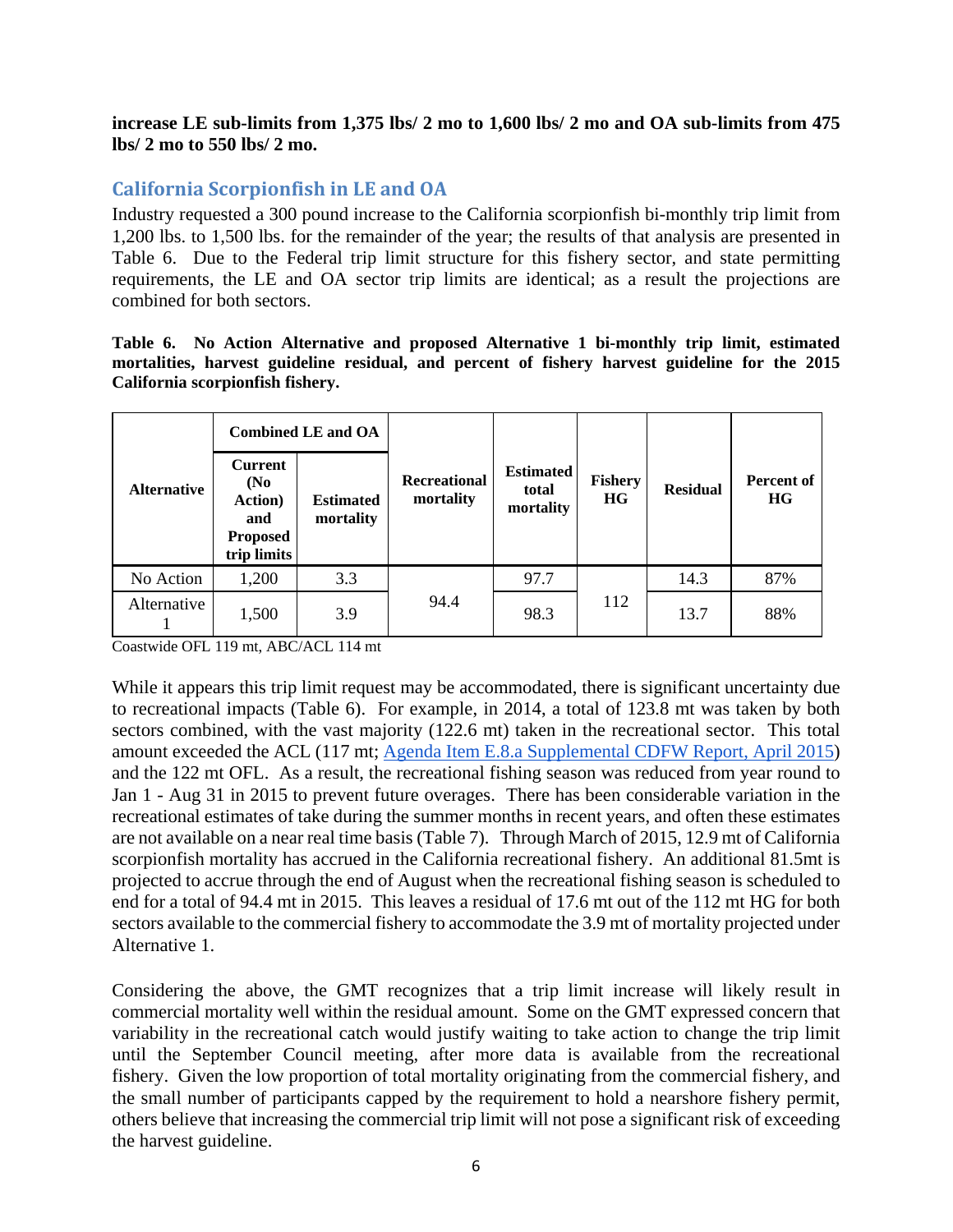**increase LE sub-limits from 1,375 lbs/ 2 mo to 1,600 lbs/ 2 mo and OA sub-limits from 475 lbs/ 2 mo to 550 lbs/ 2 mo.**

## California Scorpionfish in LE and OA

Industry requested a 300 pound increase to the California scorpionfish bi-monthly trip limit from 1,200 lbs. to 1,500 lbs. for the remainder of the year; the results of that analysis are presented in Table 6. Due to the Federal trip limit structure for this fishery sector, and state permitting requirements, the LE and OA sector trip limits are identical; as a result the projections are combined for both sectors.

**Table 6. No Action Alternative and proposed Alternative 1 bi-monthly trip limit, estimated mortalities, harvest guideline residual, and percent of fishery harvest guideline for the 2015 California scorpionfish fishery.**

| Alternative | Combined LE and OA | | Recreational mortality | Estimated total mortality | Fishery HG | Residual | Percent of HG |
|---|---|---|---|---|---|---|---|
| | Current (No Action) and Proposed trip limits | Estimated mortality | | | | | |
| No Action | 1,200 | 3.3 | 94.4 | 97.7 | 112 | 14.3 | 87% |
| Alternative 1 | 1,500 | 3.9 | | 98.3 | | 13.7 | 88% |

Coastwide OFL 119 mt, ABC/ACL 114 mt

While it appears this trip limit request may be accommodated, there is significant uncertainty due to recreational impacts (Table 6). For example, in 2014, a total of 123.8 mt was taken by both sectors combined, with the vast majority (122.6 mt) taken in the recreational sector. This total amount exceeded the ACL (117 mt; Agenda Item E.8.a Supplemental CDFW Report, April 2015) and the 122 mt OFL. As a result, the recreational fishing season was reduced from year round to Jan 1 - Aug 31 in 2015 to prevent future overages. There has been considerable variation in the recreational estimates of take during the summer months in recent years, and often these estimates are not available on a near real time basis (Table 7). Through March of 2015, 12.9 mt of California scorpionfish mortality has accrued in the California recreational fishery. An additional 81.5mt is projected to accrue through the end of August when the recreational fishing season is scheduled to end for a total of 94.4 mt in 2015. This leaves a residual of 17.6 mt out of the 112 mt HG for both sectors available to the commercial fishery to accommodate the 3.9 mt of mortality projected under Alternative 1.

Considering the above, the GMT recognizes that a trip limit increase will likely result in commercial mortality well within the residual amount. Some on the GMT expressed concern that variability in the recreational catch would justify waiting to take action to change the trip limit until the September Council meeting, after more data is available from the recreational fishery. Given the low proportion of total mortality originating from the commercial fishery, and the small number of participants capped by the requirement to hold a nearshore fishery permit, others believe that increasing the commercial trip limit will not pose a significant risk of exceeding the harvest guideline.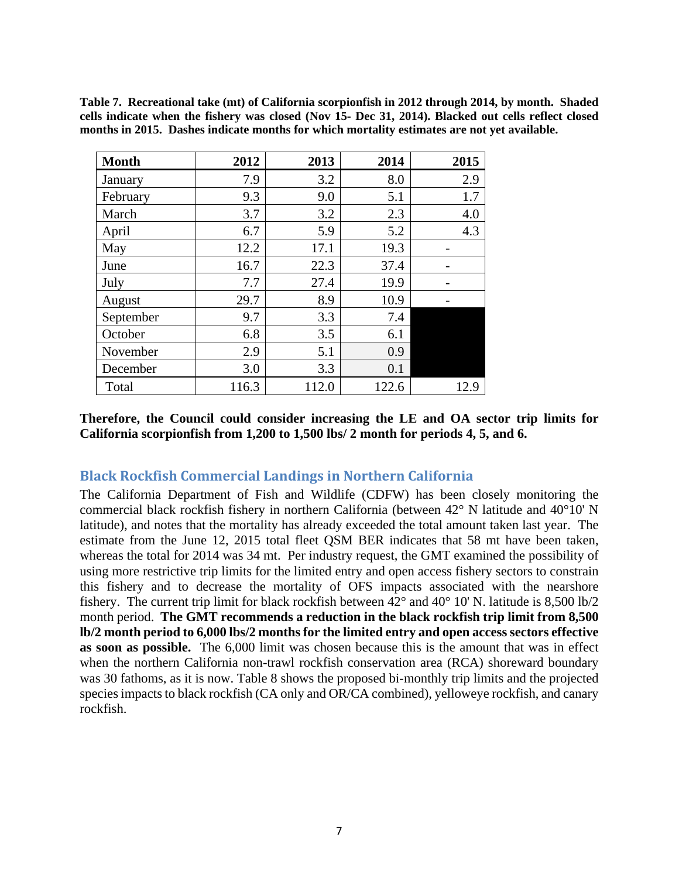**Table 7. Recreational take (mt) of California scorpionfish in 2012 through 2014, by month. Shaded cells indicate when the fishery was closed (Nov 15- Dec 31, 2014). Blacked out cells reflect closed months in 2015. Dashes indicate months for which mortality estimates are not yet available.**

| Month | 2012 | 2013 | 2014 | 2015 |
|---|---|---|---|---|
| January | 7.9 | 3.2 | 8.0 | 2.9 |
| February | 9.3 | 9.0 | 5.1 | 1.7 |
| March | 3.7 | 3.2 | 2.3 | 4.0 |
| April | 6.7 | 5.9 | 5.2 | 4.3 |
| May | 12.2 | 17.1 | 19.3 | - |
| June | 16.7 | 22.3 | 37.4 | - |
| July | 7.7 | 27.4 | 19.9 | - |
| August | 29.7 | 8.9 | 10.9 | - |
| September | 9.7 | 3.3 | 7.4 | |
| October | 6.8 | 3.5 | 6.1 | |
| November | 2.9 | 5.1 | 0.9 | |
| December | 3.0 | 3.3 | 0.1 | |
| Total | 116.3 | 112.0 | 122.6 | 12.9 |

**Therefore, the Council could consider increasing the LE and OA sector trip limits for California scorpionfish from 1,200 to 1,500 lbs/ 2 month for periods 4, 5, and 6.**

## Black Rockfish Commercial Landings in Northern California

The California Department of Fish and Wildlife (CDFW) has been closely monitoring the commercial black rockfish fishery in northern California (between 42° N latitude and 40°10' N latitude), and notes that the mortality has already exceeded the total amount taken last year. The estimate from the June 12, 2015 total fleet QSM BER indicates that 58 mt have been taken, whereas the total for 2014 was 34 mt. Per industry request, the GMT examined the possibility of using more restrictive trip limits for the limited entry and open access fishery sectors to constrain this fishery and to decrease the mortality of OFS impacts associated with the nearshore fishery. The current trip limit for black rockfish between 42° and 40° 10' N. latitude is 8,500 lb/2 month period. **The GMT recommends a reduction in the black rockfish trip limit from 8,500 lb/2 month period to 6,000 lbs/2 months for the limited entry and open access sectors effective as soon as possible.** The 6,000 limit was chosen because this is the amount that was in effect when the northern California non-trawl rockfish conservation area (RCA) shoreward boundary was 30 fathoms, as it is now. Table 8 shows the proposed bi-monthly trip limits and the projected species impacts to black rockfish (CA only and OR/CA combined), yelloweye rockfish, and canary rockfish.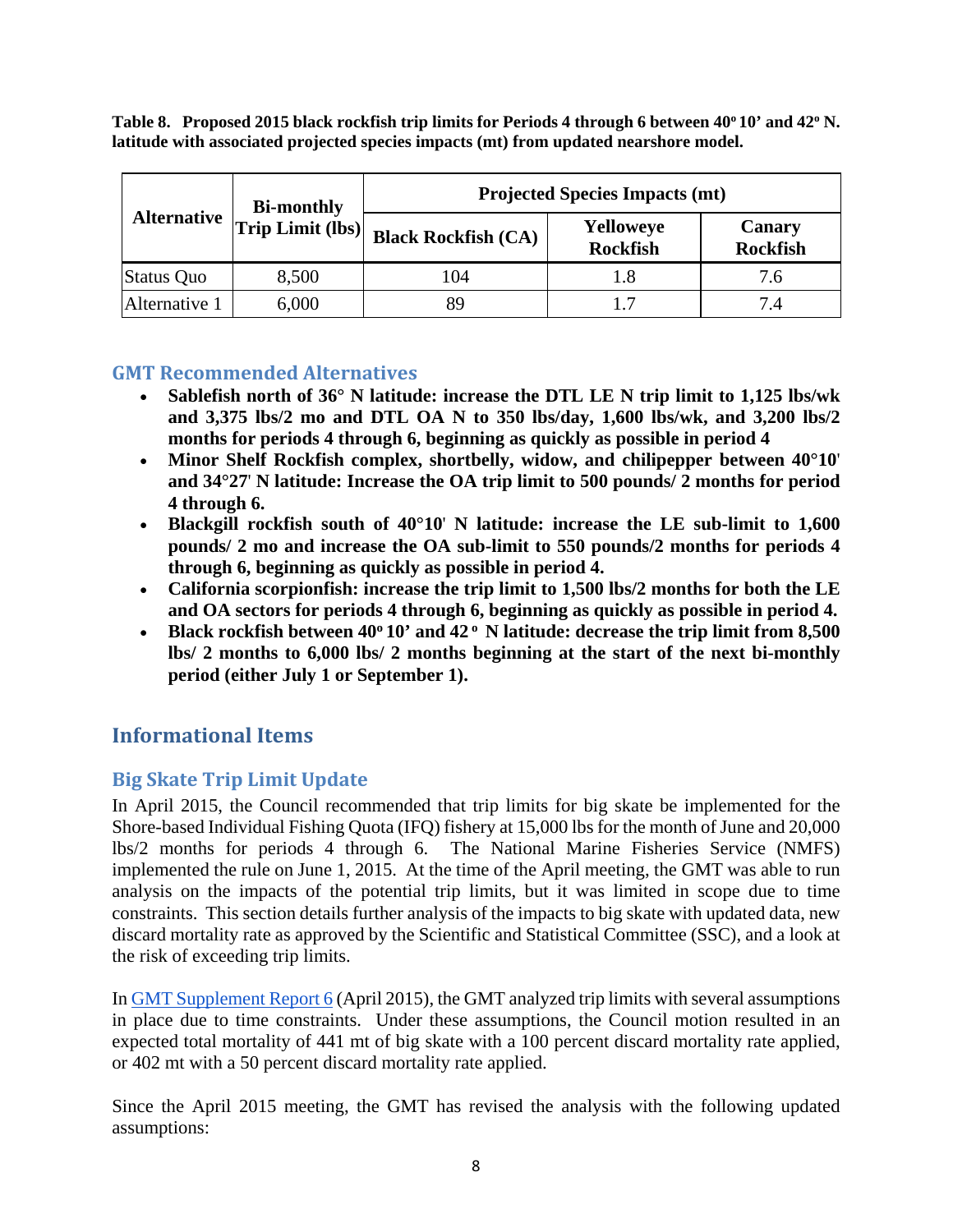**Table 8. Proposed 2015 black rockfish trip limits for Periods 4 through 6 between 40º 10' and 42º N. latitude with associated projected species impacts (mt) from updated nearshore model.**

| Alternative | Bi-monthly Trip Limit (lbs) | Projected Species Impacts (mt) | | |
|---|---|---|---|---|
| | | Black Rockfish (CA) | Yelloweye Rockfish | Canary Rockfish |
| Status Quo | 8,500 | 104 | 1.8 | 7.6 |
| Alternative 1 | 6,000 | 89 | 1.7 | 7.4 |

### GMT Recommended Alternatives

- **Sablefish north of 36° N latitude: increase the DTL LE N trip limit to 1,125 lbs/wk and 3,375 lbs/2 mo and DTL OA N to 350 lbs/day, 1,600 lbs/wk, and 3,200 lbs/2 months for periods 4 through 6, beginning as quickly as possible in period 4**
- **Minor Shelf Rockfish complex, shortbelly, widow, and chilipepper between 40°10' and 34°27' N latitude: Increase the OA trip limit to 500 pounds/ 2 months for period 4 through 6.**
- **Blackgill rockfish south of 40°10' N latitude: increase the LE sub-limit to 1,600 pounds/ 2 mo and increase the OA sub-limit to 550 pounds/2 months for periods 4 through 6, beginning as quickly as possible in period 4.**
- **California scorpionfish: increase the trip limit to 1,500 lbs/2 months for both the LE and OA sectors for periods 4 through 6, beginning as quickly as possible in period 4.**
- **Black rockfish between 40º 10' and 42 º N latitude: decrease the trip limit from 8,500 lbs/ 2 months to 6,000 lbs/ 2 months beginning at the start of the next bi-monthly period (either July 1 or September 1).**

## Informational Items

### Big Skate Trip Limit Update

In April 2015, the Council recommended that trip limits for big skate be implemented for the Shore-based Individual Fishing Quota (IFQ) fishery at 15,000 lbs for the month of June and 20,000 lbs/2 months for periods 4 through 6. The National Marine Fisheries Service (NMFS) implemented the rule on June 1, 2015. At the time of the April meeting, the GMT was able to run analysis on the impacts of the potential trip limits, but it was limited in scope due to time constraints. This section details further analysis of the impacts to big skate with updated data, new discard mortality rate as approved by the Scientific and Statistical Committee (SSC), and a look at the risk of exceeding trip limits.

In GMT Supplement Report 6 (April 2015), the GMT analyzed trip limits with several assumptions in place due to time constraints. Under these assumptions, the Council motion resulted in an expected total mortality of 441 mt of big skate with a 100 percent discard mortality rate applied, or 402 mt with a 50 percent discard mortality rate applied.

Since the April 2015 meeting, the GMT has revised the analysis with the following updated assumptions: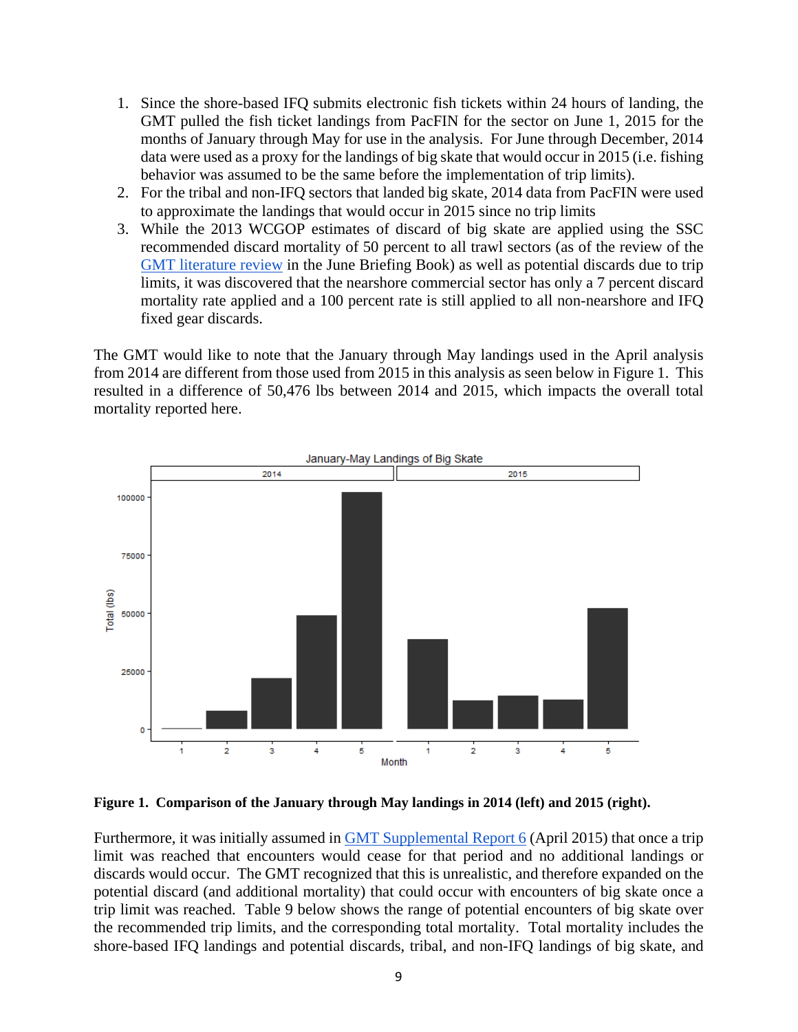1. Since the shore-based IFQ submits electronic fish tickets within 24 hours of landing, the GMT pulled the fish ticket landings from PacFIN for the sector on June 1, 2015 for the months of January through May for use in the analysis. For June through December, 2014 data were used as a proxy for the landings of big skate that would occur in 2015 (i.e. fishing behavior was assumed to be the same before the implementation of trip limits).
2. For the tribal and non-IFQ sectors that landed big skate, 2014 data from PacFIN were used to approximate the landings that would occur in 2015 since no trip limits
3. While the 2013 WCGOP estimates of discard of big skate are applied using the SSC recommended discard mortality of 50 percent to all trawl sectors (as of the review of the [GMT literature review](#) in the June Briefing Book) as well as potential discards due to trip limits, it was discovered that the nearshore commercial sector has only a 7 percent discard mortality rate applied and a 100 percent rate is still applied to all non-nearshore and IFQ fixed gear discards.

The GMT would like to note that the January through May landings used in the April analysis from 2014 are different from those used from 2015 in this analysis as seen below in Figure 1. This resulted in a difference of 50,476 lbs between 2014 and 2015, which impacts the overall total mortality reported here.

**Figure 1. Comparison of the January through May landings in 2014 (left) and 2015 (right).**

Furthermore, it was initially assumed in [GMT Supplemental Report 6](#) (April 2015) that once a trip limit was reached that encounters would cease for that period and no additional landings or discards would occur. The GMT recognized that this is unrealistic, and therefore expanded on the potential discard (and additional mortality) that could occur with encounters of big skate once a trip limit was reached. Table 9 below shows the range of potential encounters of big skate over the recommended trip limits, and the corresponding total mortality. Total mortality includes the shore-based IFQ landings and potential discards, tribal, and non-IFQ landings of big skate, and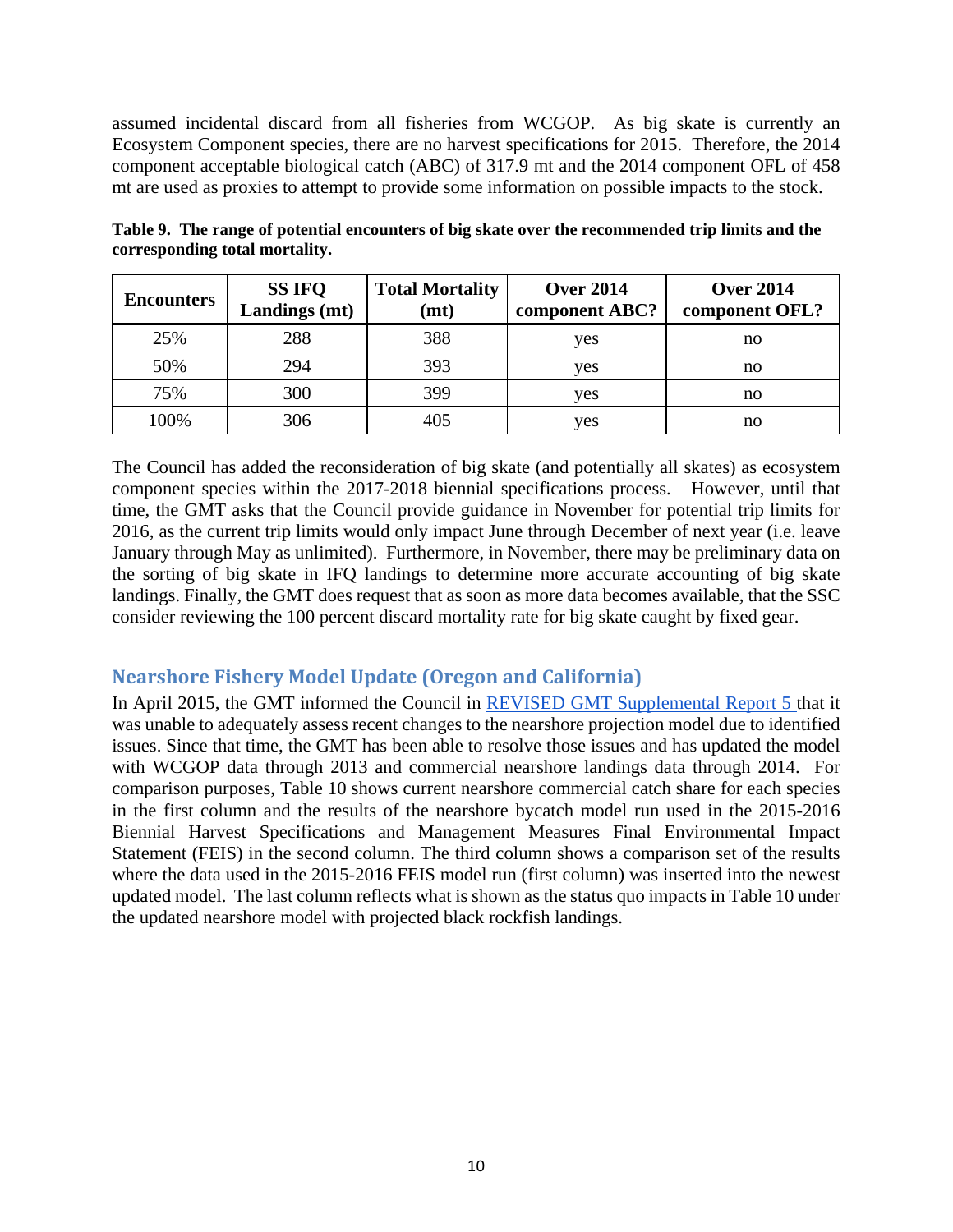assumed incidental discard from all fisheries from WCGOP. As big skate is currently an Ecosystem Component species, there are no harvest specifications for 2015. Therefore, the 2014 component acceptable biological catch (ABC) of 317.9 mt and the 2014 component OFL of 458 mt are used as proxies to attempt to provide some information on possible impacts to the stock.

**Table 9. The range of potential encounters of big skate over the recommended trip limits and the corresponding total mortality.**

| Encounters | SS IFQ Landings (mt) | Total Mortality (mt) | Over 2014 component ABC? | Over 2014 component OFL? |
|---|---|---|---|---|
| 25% | 288 | 388 | yes | no |
| 50% | 294 | 393 | yes | no |
| 75% | 300 | 399 | yes | no |
| 100% | 306 | 405 | yes | no |

The Council has added the reconsideration of big skate (and potentially all skates) as ecosystem component species within the 2017-2018 biennial specifications process. However, until that time, the GMT asks that the Council provide guidance in November for potential trip limits for 2016, as the current trip limits would only impact June through December of next year (i.e. leave January through May as unlimited). Furthermore, in November, there may be preliminary data on the sorting of big skate in IFQ landings to determine more accurate accounting of big skate landings. Finally, the GMT does request that as soon as more data becomes available, that the SSC consider reviewing the 100 percent discard mortality rate for big skate caught by fixed gear.

## Nearshore Fishery Model Update (Oregon and California)

In April 2015, the GMT informed the Council in REVISED GMT Supplemental Report 5 that it was unable to adequately assess recent changes to the nearshore projection model due to identified issues. Since that time, the GMT has been able to resolve those issues and has updated the model with WCGOP data through 2013 and commercial nearshore landings data through 2014. For comparison purposes, Table 10 shows current nearshore commercial catch share for each species in the first column and the results of the nearshore bycatch model run used in the 2015-2016 Biennial Harvest Specifications and Management Measures Final Environmental Impact Statement (FEIS) in the second column. The third column shows a comparison set of the results where the data used in the 2015-2016 FEIS model run (first column) was inserted into the newest updated model. The last column reflects what is shown as the status quo impacts in Table 10 under the updated nearshore model with projected black rockfish landings.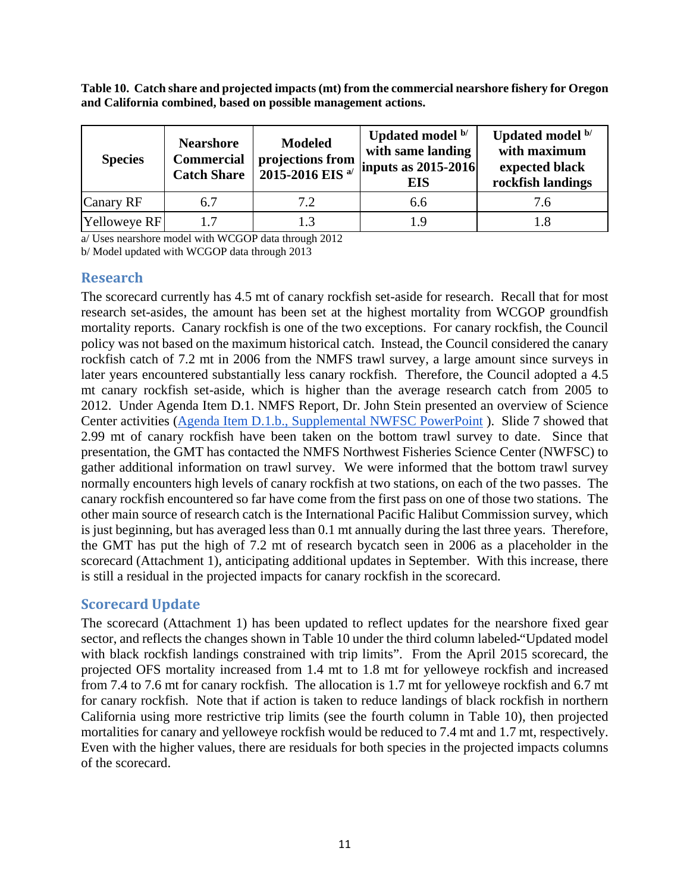**Table 10. Catch share and projected impacts (mt) from the commercial nearshore fishery for Oregon and California combined, based on possible management actions.**

| Species | Nearshore Commercial Catch Share | Modeled projections from 2015-2016 EIS [a/] | Updated model [b/] with same landing inputs as 2015-2016 EIS | Updated model [b/] with maximum expected black rockfish landings |
|---|---|---|---|---|
| Canary RF | 6.7 | 7.2 | 6.6 | 7.6 |
| Yelloweye RF | 1.7 | 1.3 | 1.9 | 1.8 |

a/ Uses nearshore model with WCGOP data through 2012

b/ Model updated with WCGOP data through 2013

## Research

The scorecard currently has 4.5 mt of canary rockfish set-aside for research. Recall that for most research set-asides, the amount has been set at the highest mortality from WCGOP groundfish mortality reports. Canary rockfish is one of the two exceptions. For canary rockfish, the Council policy was not based on the maximum historical catch. Instead, the Council considered the canary rockfish catch of 7.2 mt in 2006 from the NMFS trawl survey, a large amount since surveys in later years encountered substantially less canary rockfish. Therefore, the Council adopted a 4.5 mt canary rockfish set-aside, which is higher than the average research catch from 2005 to 2012. Under Agenda Item D.1. NMFS Report, Dr. John Stein presented an overview of Science Center activities (Agenda Item D.1.b., Supplemental NWFSC PowerPoint ). Slide 7 showed that 2.99 mt of canary rockfish have been taken on the bottom trawl survey to date. Since that presentation, the GMT has contacted the NMFS Northwest Fisheries Science Center (NWFSC) to gather additional information on trawl survey. We were informed that the bottom trawl survey normally encounters high levels of canary rockfish at two stations, on each of the two passes. The canary rockfish encountered so far have come from the first pass on one of those two stations. The other main source of research catch is the International Pacific Halibut Commission survey, which is just beginning, but has averaged less than 0.1 mt annually during the last three years. Therefore, the GMT has put the high of 7.2 mt of research bycatch seen in 2006 as a placeholder in the scorecard (Attachment 1), anticipating additional updates in September. With this increase, there is still a residual in the projected impacts for canary rockfish in the scorecard.

## Scorecard Update

The scorecard (Attachment 1) has been updated to reflect updates for the nearshore fixed gear sector, and reflects the changes shown in Table 10 under the third column labeled "Updated model with black rockfish landings constrained with trip limits". From the April 2015 scorecard, the projected OFS mortality increased from 1.4 mt to 1.8 mt for yelloweye rockfish and increased from 7.4 to 7.6 mt for canary rockfish. The allocation is 1.7 mt for yelloweye rockfish and 6.7 mt for canary rockfish. Note that if action is taken to reduce landings of black rockfish in northern California using more restrictive trip limits (see the fourth column in Table 10), then projected mortalities for canary and yelloweye rockfish would be reduced to 7.4 mt and 1.7 mt, respectively. Even with the higher values, there are residuals for both species in the projected impacts columns of the scorecard.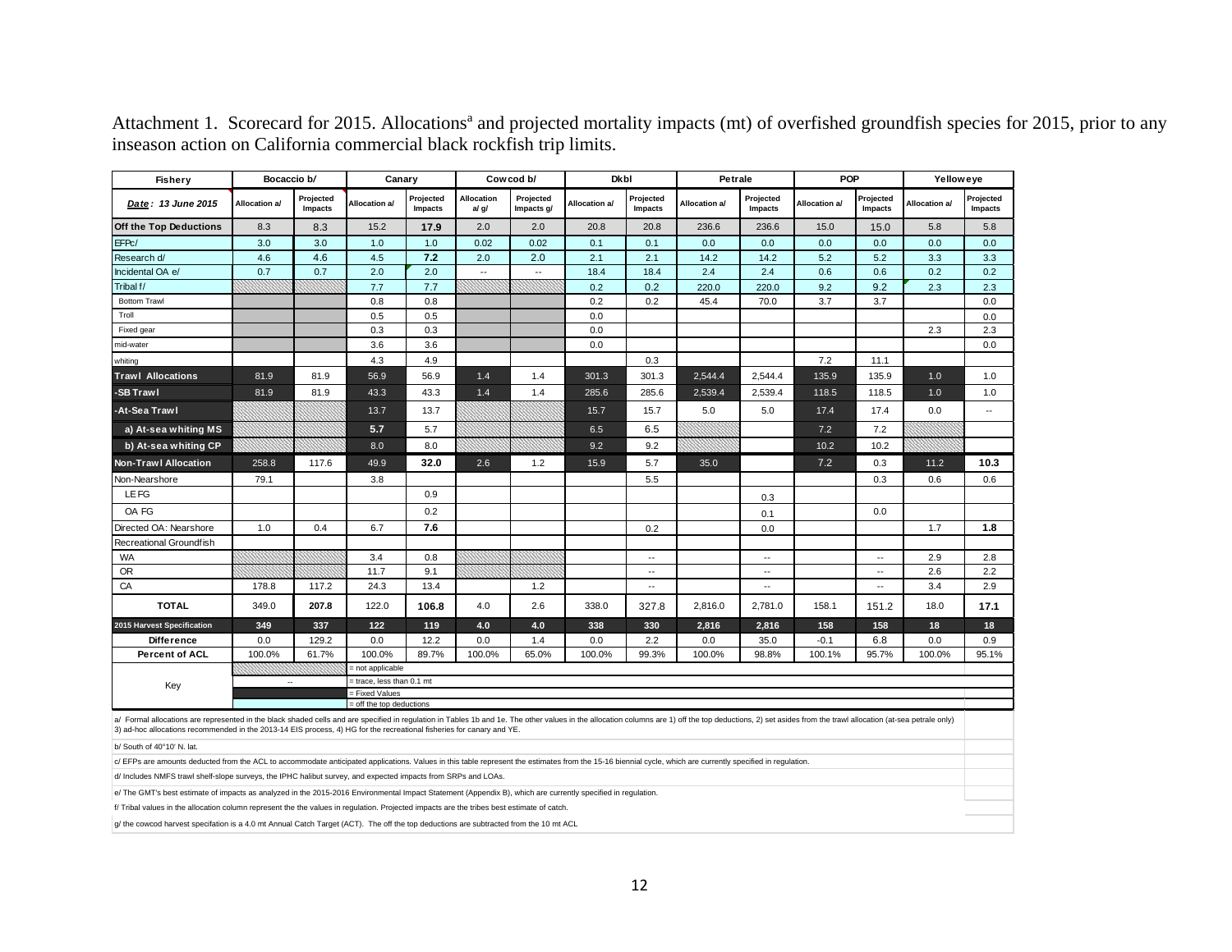Attachment 1. Scorecard for 2015. Allocations[a] and projected mortality impacts (mt) of overfished groundfish species for 2015, prior to any inseason action on California commercial black rockfish trip limits.

| Fishery | Bocaccio b/ | | Canary | | Cowcod b/ | | Dkbl | | Petrale | | POP | | Yelloweye | |
|---|---|---|---|---|---|---|---|---|---|---|---|---|---|---|
| ***Date*: 13 June 2015** | Allocation a/ | Projected Impacts | Allocation a/ | Projected Impacts | Allocation a/ g/ | Projected Impacts g/ | Allocation a/ | Projected Impacts | Allocation a/ | Projected Impacts | Allocation a/ | Projected Impacts | Allocation a/ | Projected Impacts |
| **Off the Top Deductions** | 8.3 | 8.3 | 15.2 | 17.9 | 2.0 | 2.0 | 20.8 | 20.8 | 236.6 | 236.6 | 15.0 | 15.0 | 5.8 | 5.8 |
| EFPc/ | 3.0 | 3.0 | 1.0 | 1.0 | 0.02 | 0.02 | 0.1 | 0.1 | 0.0 | 0.0 | 0.0 | 0.0 | 0.0 | 0.0 |
| Research d/ | 4.6 | 4.6 | 4.5 | 7.2 | 2.0 | 2.0 | 2.1 | 2.1 | 14.2 | 14.2 | 5.2 | 5.2 | 3.3 | 3.3 |
| Incidental OA e/ | 0.7 | 0.7 | 2.0 | 2.0 | -- | -- | 18.4 | 18.4 | 2.4 | 2.4 | 0.6 | 0.6 | 0.2 | 0.2 |
| Tribal f/ | | | 7.7 | 7.7 | | | 0.2 | 0.2 | 220.0 | 220.0 | 9.2 | 9.2 | 2.3 | 2.3 |
| Bottom Trawl | | | 0.8 | 0.8 | | | 0.2 | 0.2 | 45.4 | 70.0 | 3.7 | 3.7 | | 0.0 |
| Troll | | | 0.5 | 0.5 | | | 0.0 | | | | | | | 0.0 |
| Fixed gear | | | 0.3 | 0.3 | | | 0.0 | | | | | | 2.3 | 2.3 |
| mid-water | | | 3.6 | 3.6 | | | 0.0 | | | | | | | 0.0 |
| whiting | | | 4.3 | 4.9 | | | | 0.3 | | | 7.2 | 11.1 | | |
| **Trawl Allocations** | 81.9 | 81.9 | 56.9 | 56.9 | 1.4 | 1.4 | 301.3 | 301.3 | 2,544.4 | 2,544.4 | 135.9 | 135.9 | 1.0 | 1.0 |
| **-SB Trawl** | 81.9 | 81.9 | 43.3 | 43.3 | 1.4 | 1.4 | 285.6 | 285.6 | 2,539.4 | 2,539.4 | 118.5 | 118.5 | 1.0 | 1.0 |
| **-At-Sea Trawl** | | | 13.7 | 13.7 | | | 15.7 | 15.7 | 5.0 | 5.0 | 17.4 | 17.4 | 0.0 | -- |
| **a) At-sea whiting MS** | | | 5.7 | 5.7 | | | 6.5 | 6.5 | | | 7.2 | 7.2 | | |
| **b) At-sea whiting CP** | | | 8.0 | 8.0 | | | 9.2 | 9.2 | | | 10.2 | 10.2 | | |
| **Non-Trawl Allocation** | 258.8 | 117.6 | 49.9 | 32.0 | 2.6 | 1.2 | 15.9 | 5.7 | 35.0 | | 7.2 | 0.3 | 11.2 | 10.3 |
| Non-Nearshore | 79.1 | | 3.8 | | | | | 5.5 | | | | 0.3 | 0.6 | 0.6 |
| LE FG | | | | 0.9 | | | | | | 0.3 | | | | |
| OA FG | | | | 0.2 | | | | | | 0.1 | | 0.0 | | |
| Directed OA: Nearshore | 1.0 | 0.4 | 6.7 | 7.6 | | | | 0.2 | | 0.0 | | | 1.7 | 1.8 |
| Recreational Groundfish | | | | | | | | | | | | | | |
| WA | | | 3.4 | 0.8 | | | | -- | | -- | | -- | 2.9 | 2.8 |
| OR | | | 11.7 | 9.1 | | | | -- | | -- | | -- | 2.6 | 2.2 |
| CA | 178.8 | 117.2 | 24.3 | 13.4 | | 1.2 | | -- | | -- | | -- | 3.4 | 2.9 |
| **TOTAL** | 349.0 | 207.8 | 122.0 | 106.8 | 4.0 | 2.6 | 338.0 | 327.8 | 2,816.0 | 2,781.0 | 158.1 | 151.2 | 18.0 | 17.1 |
| **2015 Harvest Specification** | 349 | 337 | 122 | 119 | 4.0 | 4.0 | 338 | 330 | 2,816 | 2,816 | 158 | 158 | 18 | 18 |
| **Difference** | 0.0 | 129.2 | 0.0 | 12.2 | 0.0 | 1.4 | 0.0 | 2.2 | 0.0 | 35.0 | -0.1 | 6.8 | 0.0 | 0.9 |
| **Percent of ACL** | 100.0% | 61.7% | 100.0% | 89.7% | 100.0% | 65.0% | 100.0% | 99.3% | 100.0% | 98.8% | 100.1% | 95.7% | 100.0% | 95.1% |

Key:
- (hatched) = not applicable
- -- = trace, less than 0.1 mt
- (black) = Fixed Values
- (light blue) = off the top deductions

a/ Formal allocations are represented in the black shaded cells and are specified in regulation in Tables 1b and 1e. The other values in the allocation columns are 1) off the top deductions, 2) set asides from the trawl allocation (at-sea petrale only) 3) ad-hoc allocations recommended in the 2013-14 EIS process, 4) HG for the recreational fisheries for canary and YE.

b/ South of 40°10' N. lat.

c/ EFPs are amounts deducted from the ACL to accommodate anticipated applications. Values in this table represent the estimates from the 15-16 biennial cycle, which are currently specified in regulation.

d/ Includes NMFS trawl shelf-slope surveys, the IPHC halibut survey, and expected impacts from SRPs and LOAs.

e/ The GMT's best estimate of impacts as analyzed in the 2015-2016 Environmental Impact Statement (Appendix B), which are currently specified in regulation.

f/ Tribal values in the allocation column represent the the values in regulation. Projected impacts are the tribes best estimate of catch.

g/ the cowcod harvest specifation is a 4.0 mt Annual Catch Target (ACT). The off the top deductions are subtracted from the 10 mt ACL